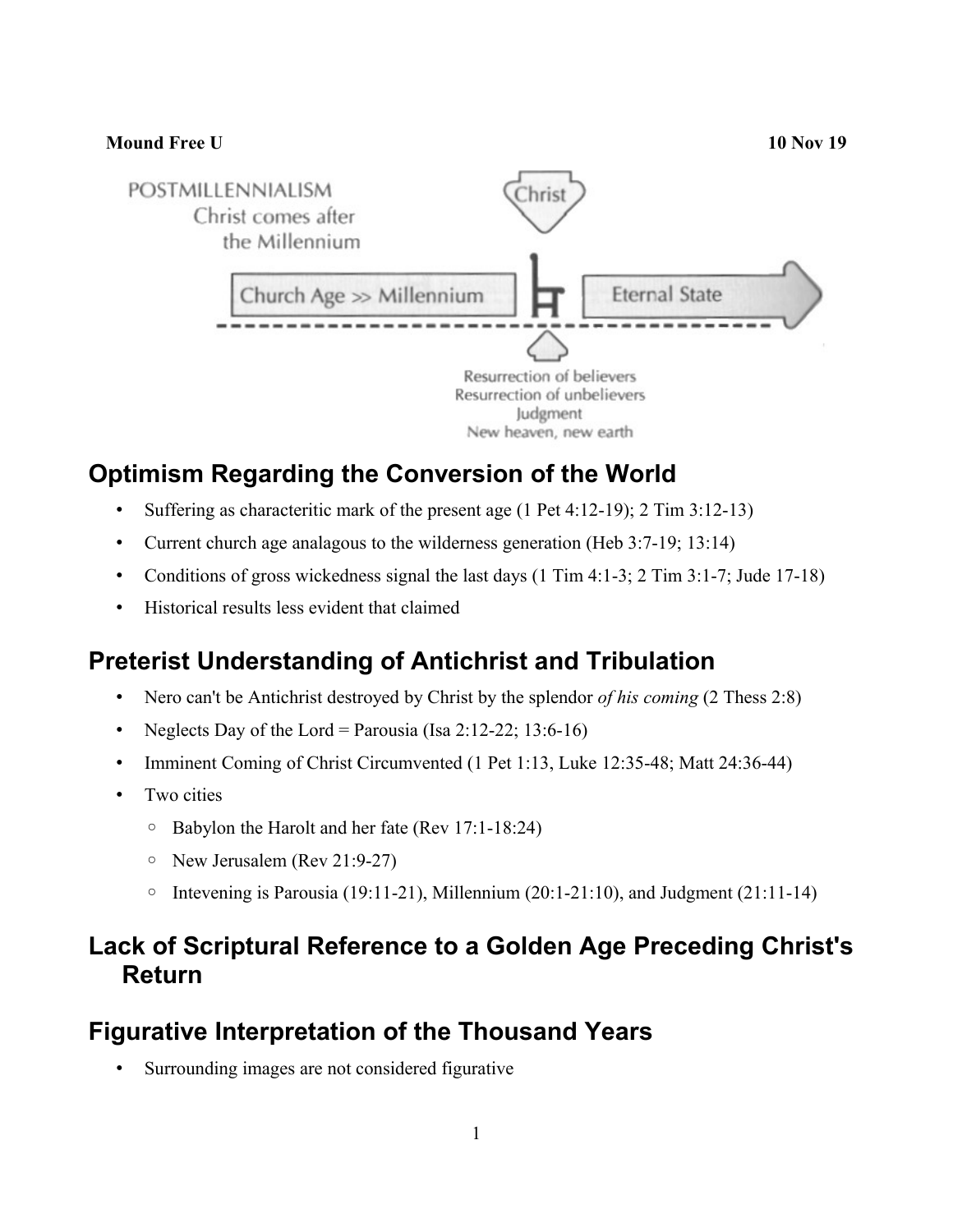**Mound Free U** **10 Nov 19**

POSTMILLENNIALISM
Christ comes after the Millennium

Christ

Church Age >> Millennium

Eternal State

Resurrection of believers
Resurrection of unbelievers
Judgment
New heaven, new earth

## Optimism Regarding the Conversion of the World

- Suffering as characteritic mark of the present age (1 Pet 4:12-19); 2 Tim 3:12-13)
- Current church age analagous to the wilderness generation (Heb 3:7-19; 13:14)
- Conditions of gross wickedness signal the last days (1 Tim 4:1-3; 2 Tim 3:1-7; Jude 17-18)
- Historical results less evident that claimed

## Preterist Understanding of Antichrist and Tribulation

- Nero can't be Antichrist destroyed by Christ by the splendor *of his coming* (2 Thess 2:8)
- Neglects Day of the Lord = Parousia (Isa 2:12-22; 13:6-16)
- Imminent Coming of Christ Circumvented (1 Pet 1:13, Luke 12:35-48; Matt 24:36-44)
- Two cities
  - Babylon the Harolt and her fate (Rev 17:1-18:24)
  - New Jerusalem (Rev 21:9-27)
  - Intevening is Parousia (19:11-21), Millennium (20:1-21:10), and Judgment (21:11-14)

## Lack of Scriptural Reference to a Golden Age Preceding Christ's Return

## Figurative Interpretation of the Thousand Years

- Surrounding images are not considered figurative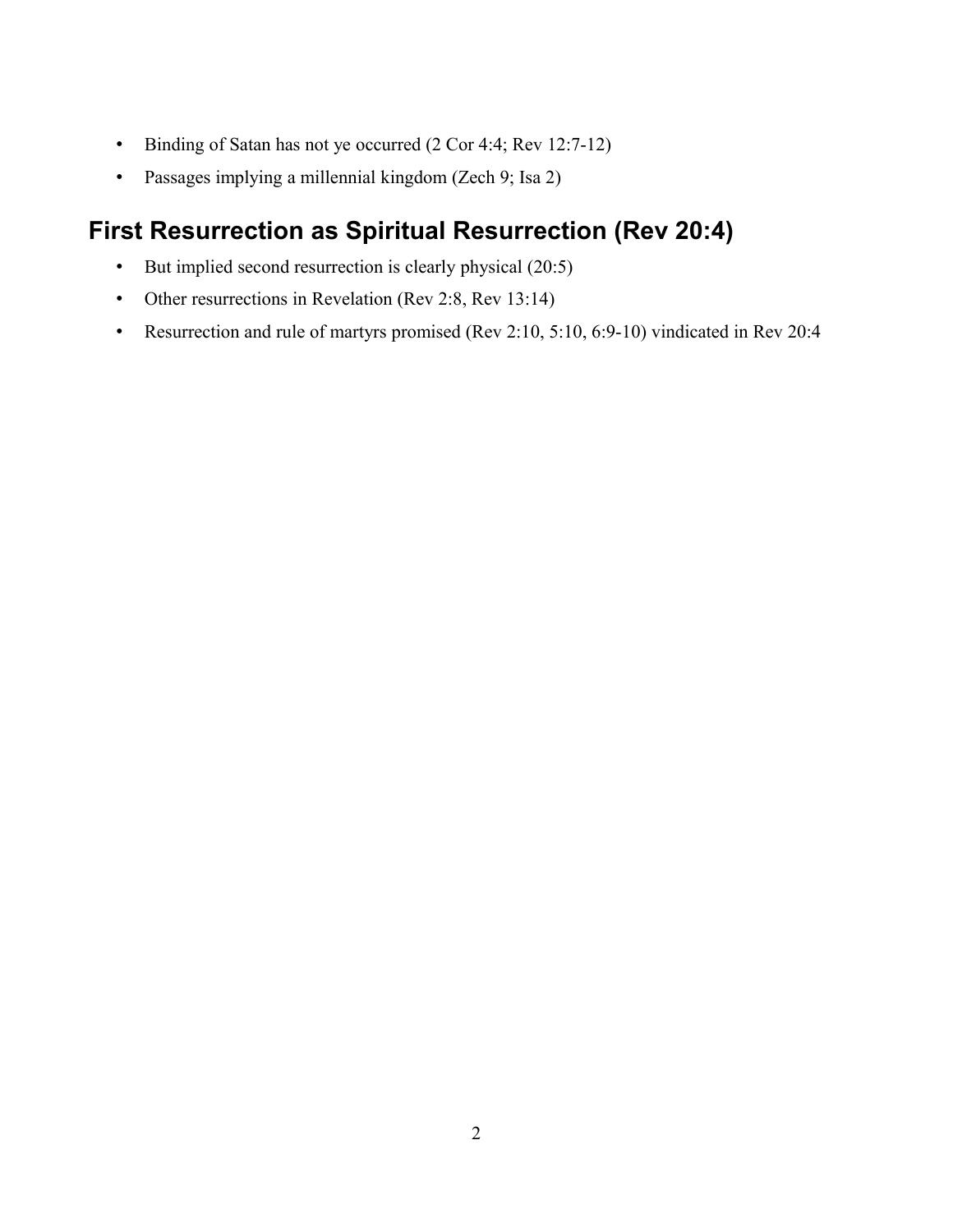- Binding of Satan has not ye occurred (2 Cor 4:4; Rev 12:7-12)
- Passages implying a millennial kingdom (Zech 9; Isa 2)

## First Resurrection as Spiritual Resurrection (Rev 20:4)

- But implied second resurrection is clearly physical (20:5)
- Other resurrections in Revelation (Rev 2:8, Rev 13:14)
- Resurrection and rule of martyrs promised (Rev 2:10, 5:10, 6:9-10) vindicated in Rev 20:4